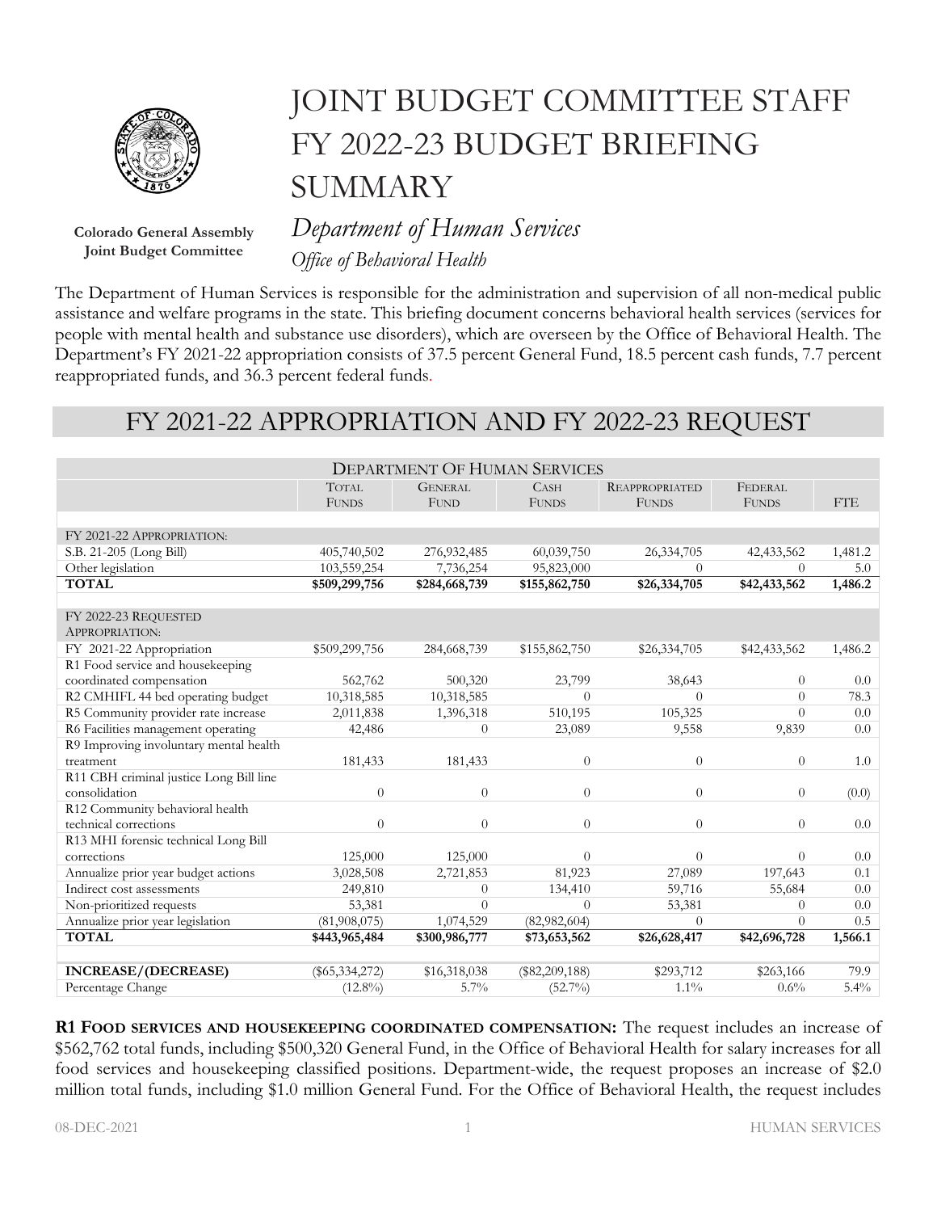# JOINT BUDGET COMMITTEE STAFF FY 2022-23 BUDGET BRIEFING SUMMARY

**Colorado General Assembly**
**Joint Budget Committee**

## *Department of Human Services*

*Office of Behavioral Health*

The Department of Human Services is responsible for the administration and supervision of all non-medical public assistance and welfare programs in the state. This briefing document concerns behavioral health services (services for people with mental health and substance use disorders), which are overseen by the Office of Behavioral Health. The Department's FY 2021-22 appropriation consists of 37.5 percent General Fund, 18.5 percent cash funds, 7.7 percent reappropriated funds, and 36.3 percent federal funds.

## FY 2021-22 APPROPRIATION AND FY 2022-23 REQUEST

| DEPARTMENT OF HUMAN SERVICES | | | | | | |
|---|---|---|---|---|---|---|
| | TOTAL FUNDS | GENERAL FUND | CASH FUNDS | REAPPROPRIATED FUNDS | FEDERAL FUNDS | FTE |
| | | | | | | |
| FY 2021-22 APPROPRIATION: | | | | | | |
| S.B. 21-205 (Long Bill) | 405,740,502 | 276,932,485 | 60,039,750 | 26,334,705 | 42,433,562 | 1,481.2 |
| Other legislation | 103,559,254 | 7,736,254 | 95,823,000 | 0 | 0 | 5.0 |
| **TOTAL** | **$509,299,756** | **$284,668,739** | **$155,862,750** | **$26,334,705** | **$42,433,562** | **1,486.2** |
| | | | | | | |
| FY 2022-23 REQUESTED APPROPRIATION: | | | | | | |
| FY 2021-22 Appropriation | $509,299,756 | 284,668,739 | $155,862,750 | $26,334,705 | $42,433,562 | 1,486.2 |
| R1 Food service and housekeeping coordinated compensation | 562,762 | 500,320 | 23,799 | 38,643 | 0 | 0.0 |
| R2 CMHIFL 44 bed operating budget | 10,318,585 | 10,318,585 | 0 | 0 | 0 | 78.3 |
| R5 Community provider rate increase | 2,011,838 | 1,396,318 | 510,195 | 105,325 | 0 | 0.0 |
| R6 Facilities management operating | 42,486 | 0 | 23,089 | 9,558 | 9,839 | 0.0 |
| R9 Improving involuntary mental health treatment | 181,433 | 181,433 | 0 | 0 | 0 | 1.0 |
| R11 CBH criminal justice Long Bill line consolidation | 0 | 0 | 0 | 0 | 0 | (0.0) |
| R12 Community behavioral health technical corrections | 0 | 0 | 0 | 0 | 0 | 0.0 |
| R13 MHI forensic technical Long Bill corrections | 125,000 | 125,000 | 0 | 0 | 0 | 0.0 |
| Annualize prior year budget actions | 3,028,508 | 2,721,853 | 81,923 | 27,089 | 197,643 | 0.1 |
| Indirect cost assessments | 249,810 | 0 | 134,410 | 59,716 | 55,684 | 0.0 |
| Non-prioritized requests | 53,381 | 0 | 0 | 53,381 | 0 | 0.0 |
| Annualize prior year legislation | (81,908,075) | 1,074,529 | (82,982,604) | 0 | 0 | 0.5 |
| **TOTAL** | **$443,965,484** | **$300,986,777** | **$73,653,562** | **$26,628,417** | **$42,696,728** | **1,566.1** |
| | | | | | | |
| **INCREASE/(DECREASE)** | ($65,334,272) | $16,318,038 | ($82,209,188) | $293,712 | $263,166 | 79.9 |
| Percentage Change | (12.8%) | 5.7% | (52.7%) | 1.1% | 0.6% | 5.4% |

**R1 FOOD SERVICES AND HOUSEKEEPING COORDINATED COMPENSATION:** The request includes an increase of $562,762 total funds, including $500,320 General Fund, in the Office of Behavioral Health for salary increases for all food services and housekeeping classified positions. Department-wide, the request proposes an increase of $2.0 million total funds, including $1.0 million General Fund. For the Office of Behavioral Health, the request includes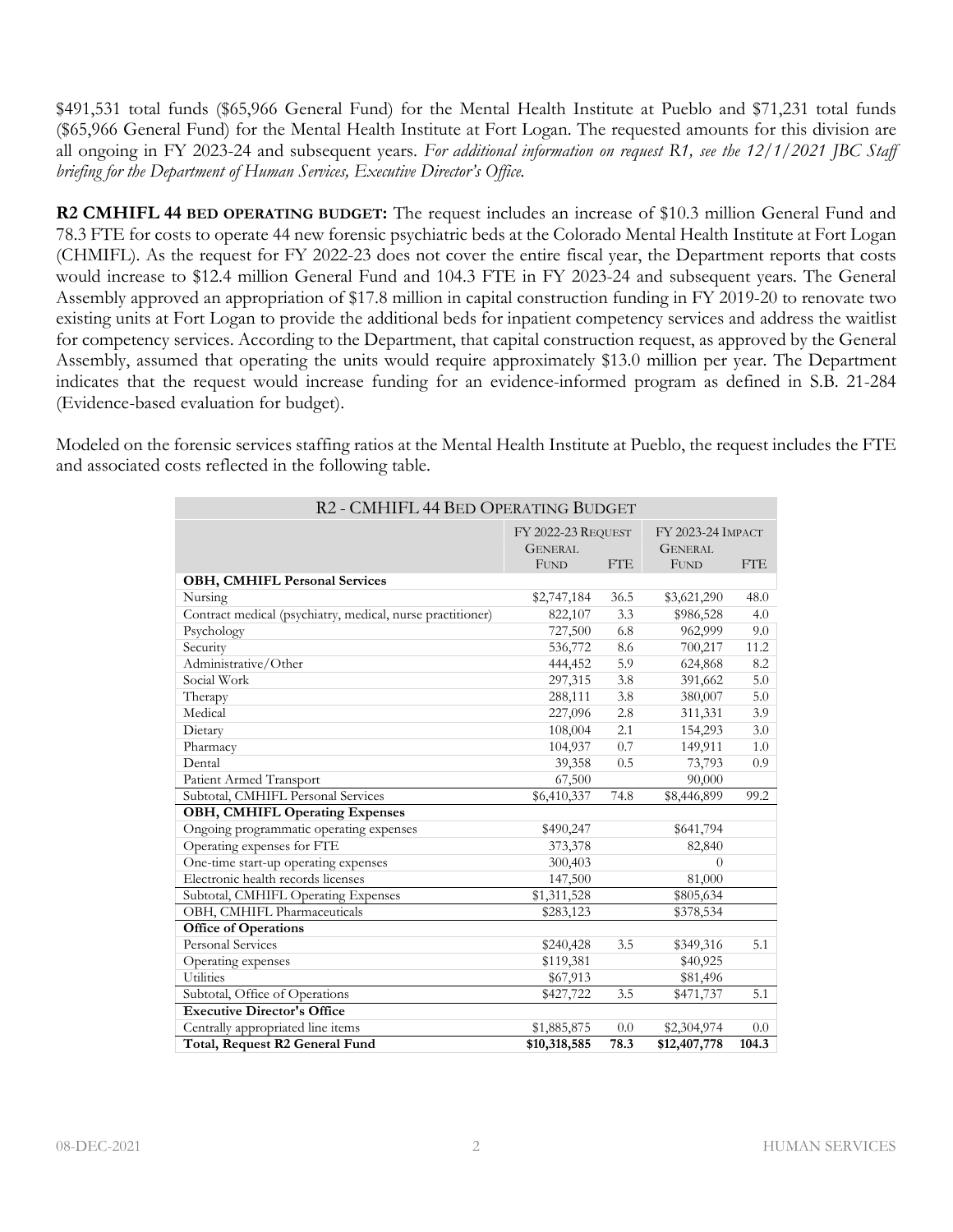$491,531 total funds ($65,966 General Fund) for the Mental Health Institute at Pueblo and $71,231 total funds ($65,966 General Fund) for the Mental Health Institute at Fort Logan. The requested amounts for this division are all ongoing in FY 2023-24 and subsequent years. *For additional information on request R1, see the 12/1/2021 JBC Staff briefing for the Department of Human Services, Executive Director's Office.*

**R2 CMHIFL 44 BED OPERATING BUDGET:** The request includes an increase of $10.3 million General Fund and 78.3 FTE for costs to operate 44 new forensic psychiatric beds at the Colorado Mental Health Institute at Fort Logan (CHMIFL). As the request for FY 2022-23 does not cover the entire fiscal year, the Department reports that costs would increase to $12.4 million General Fund and 104.3 FTE in FY 2023-24 and subsequent years. The General Assembly approved an appropriation of $17.8 million in capital construction funding in FY 2019-20 to renovate two existing units at Fort Logan to provide the additional beds for inpatient competency services and address the waitlist for competency services. According to the Department, that capital construction request, as approved by the General Assembly, assumed that operating the units would require approximately $13.0 million per year. The Department indicates that the request would increase funding for an evidence-informed program as defined in S.B. 21-284 (Evidence-based evaluation for budget).

Modeled on the forensic services staffing ratios at the Mental Health Institute at Pueblo, the request includes the FTE and associated costs reflected in the following table.

| R2 - CMHIFL 44 Bed Operating Budget | FY 2022-23 Request | | FY 2023-24 Impact | |
|---|---|---|---|---|
| | General Fund | FTE | General Fund | FTE |
| **OBH, CMHIFL Personal Services** | | | | |
| Nursing | $2,747,184 | 36.5 | $3,621,290 | 48.0 |
| Contract medical (psychiatry, medical, nurse practitioner) | 822,107 | 3.3 | $986,528 | 4.0 |
| Psychology | 727,500 | 6.8 | 962,999 | 9.0 |
| Security | 536,772 | 8.6 | 700,217 | 11.2 |
| Administrative/Other | 444,452 | 5.9 | 624,868 | 8.2 |
| Social Work | 297,315 | 3.8 | 391,662 | 5.0 |
| Therapy | 288,111 | 3.8 | 380,007 | 5.0 |
| Medical | 227,096 | 2.8 | 311,331 | 3.9 |
| Dietary | 108,004 | 2.1 | 154,293 | 3.0 |
| Pharmacy | 104,937 | 0.7 | 149,911 | 1.0 |
| Dental | 39,358 | 0.5 | 73,793 | 0.9 |
| Patient Armed Transport | 67,500 | | 90,000 | |
| Subtotal, CMHIFL Personal Services | $6,410,337 | 74.8 | $8,446,899 | 99.2 |
| **OBH, CMHIFL Operating Expenses** | | | | |
| Ongoing programmatic operating expenses | $490,247 | | $641,794 | |
| Operating expenses for FTE | 373,378 | | 82,840 | |
| One-time start-up operating expenses | 300,403 | | 0 | |
| Electronic health records licenses | 147,500 | | 81,000 | |
| Subtotal, CMHIFL Operating Expenses | $1,311,528 | | $805,634 | |
| OBH, CMHIFL Pharmaceuticals | $283,123 | | $378,534 | |
| **Office of Operations** | | | | |
| Personal Services | $240,428 | 3.5 | $349,316 | 5.1 |
| Operating expenses | $119,381 | | $40,925 | |
| Utilities | $67,913 | | $81,496 | |
| Subtotal, Office of Operations | $427,722 | 3.5 | $471,737 | 5.1 |
| **Executive Director's Office** | | | | |
| Centrally appropriated line items | $1,885,875 | 0.0 | $2,304,974 | 0.0 |
| **Total, Request R2 General Fund** | **$10,318,585** | **78.3** | **$12,407,778** | **104.3** |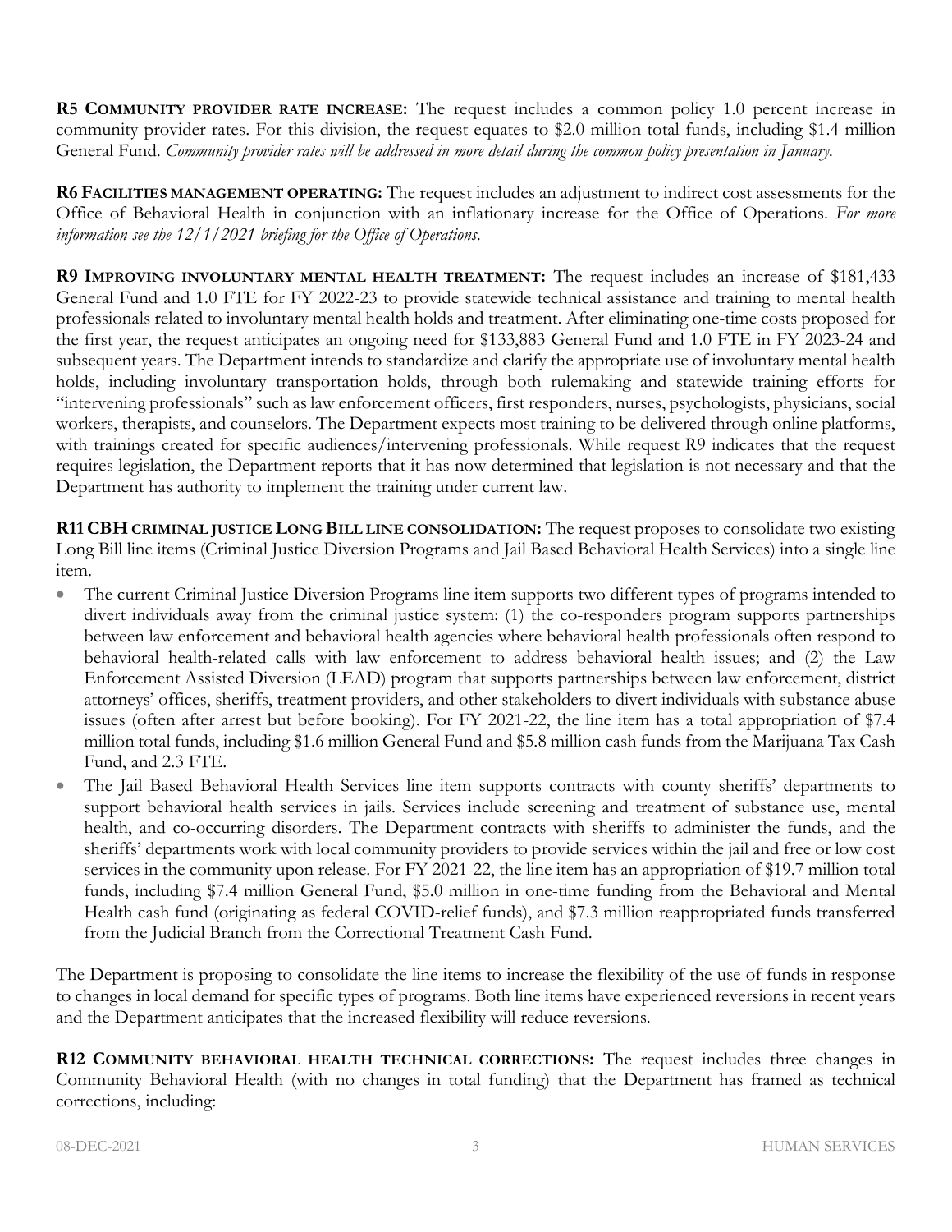**R5 COMMUNITY PROVIDER RATE INCREASE:** The request includes a common policy 1.0 percent increase in community provider rates. For this division, the request equates to $2.0 million total funds, including $1.4 million General Fund. *Community provider rates will be addressed in more detail during the common policy presentation in January.*

**R6 FACILITIES MANAGEMENT OPERATING:** The request includes an adjustment to indirect cost assessments for the Office of Behavioral Health in conjunction with an inflationary increase for the Office of Operations. *For more information see the 12/1/2021 briefing for the Office of Operations.*

**R9 IMPROVING INVOLUNTARY MENTAL HEALTH TREATMENT:** The request includes an increase of $181,433 General Fund and 1.0 FTE for FY 2022-23 to provide statewide technical assistance and training to mental health professionals related to involuntary mental health holds and treatment. After eliminating one-time costs proposed for the first year, the request anticipates an ongoing need for $133,883 General Fund and 1.0 FTE in FY 2023-24 and subsequent years. The Department intends to standardize and clarify the appropriate use of involuntary mental health holds, including involuntary transportation holds, through both rulemaking and statewide training efforts for "intervening professionals" such as law enforcement officers, first responders, nurses, psychologists, physicians, social workers, therapists, and counselors. The Department expects most training to be delivered through online platforms, with trainings created for specific audiences/intervening professionals. While request R9 indicates that the request requires legislation, the Department reports that it has now determined that legislation is not necessary and that the Department has authority to implement the training under current law.

**R11 CBH CRIMINAL JUSTICE LONG BILL LINE CONSOLIDATION:** The request proposes to consolidate two existing Long Bill line items (Criminal Justice Diversion Programs and Jail Based Behavioral Health Services) into a single line item.

- The current Criminal Justice Diversion Programs line item supports two different types of programs intended to divert individuals away from the criminal justice system: (1) the co-responders program supports partnerships between law enforcement and behavioral health agencies where behavioral health professionals often respond to behavioral health-related calls with law enforcement to address behavioral health issues; and (2) the Law Enforcement Assisted Diversion (LEAD) program that supports partnerships between law enforcement, district attorneys' offices, sheriffs, treatment providers, and other stakeholders to divert individuals with substance abuse issues (often after arrest but before booking). For FY 2021-22, the line item has a total appropriation of $7.4 million total funds, including $1.6 million General Fund and $5.8 million cash funds from the Marijuana Tax Cash Fund, and 2.3 FTE.
- The Jail Based Behavioral Health Services line item supports contracts with county sheriffs' departments to support behavioral health services in jails. Services include screening and treatment of substance use, mental health, and co-occurring disorders. The Department contracts with sheriffs to administer the funds, and the sheriffs' departments work with local community providers to provide services within the jail and free or low cost services in the community upon release. For FY 2021-22, the line item has an appropriation of $19.7 million total funds, including $7.4 million General Fund, $5.0 million in one-time funding from the Behavioral and Mental Health cash fund (originating as federal COVID-relief funds), and $7.3 million reappropriated funds transferred from the Judicial Branch from the Correctional Treatment Cash Fund.

The Department is proposing to consolidate the line items to increase the flexibility of the use of funds in response to changes in local demand for specific types of programs. Both line items have experienced reversions in recent years and the Department anticipates that the increased flexibility will reduce reversions.

**R12 COMMUNITY BEHAVIORAL HEALTH TECHNICAL CORRECTIONS:** The request includes three changes in Community Behavioral Health (with no changes in total funding) that the Department has framed as technical corrections, including: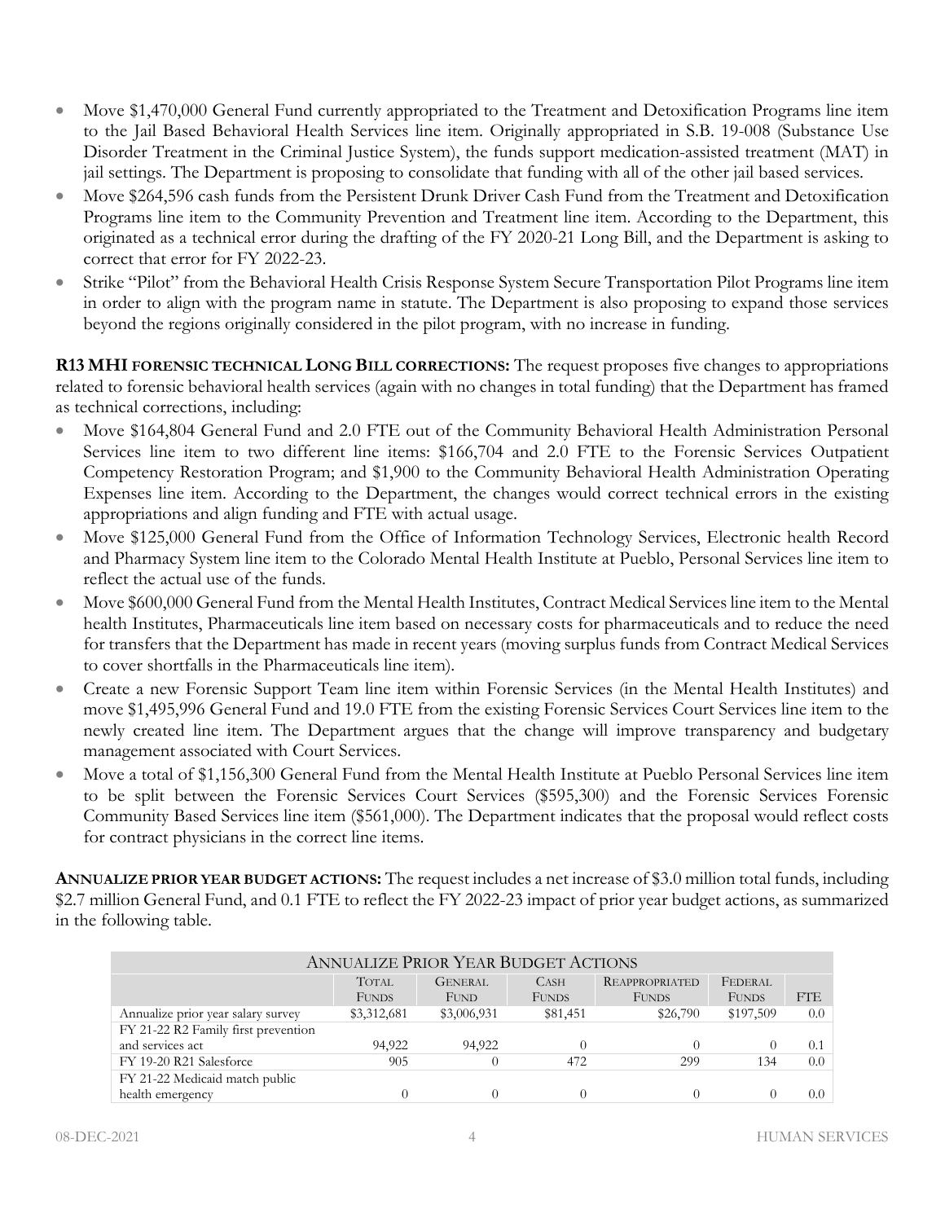- Move $1,470,000 General Fund currently appropriated to the Treatment and Detoxification Programs line item to the Jail Based Behavioral Health Services line item. Originally appropriated in S.B. 19-008 (Substance Use Disorder Treatment in the Criminal Justice System), the funds support medication-assisted treatment (MAT) in jail settings. The Department is proposing to consolidate that funding with all of the other jail based services.
- Move $264,596 cash funds from the Persistent Drunk Driver Cash Fund from the Treatment and Detoxification Programs line item to the Community Prevention and Treatment line item. According to the Department, this originated as a technical error during the drafting of the FY 2020-21 Long Bill, and the Department is asking to correct that error for FY 2022-23.
- Strike "Pilot" from the Behavioral Health Crisis Response System Secure Transportation Pilot Programs line item in order to align with the program name in statute. The Department is also proposing to expand those services beyond the regions originally considered in the pilot program, with no increase in funding.

**R13 MHI FORENSIC TECHNICAL LONG BILL CORRECTIONS:** The request proposes five changes to appropriations related to forensic behavioral health services (again with no changes in total funding) that the Department has framed as technical corrections, including:

- Move $164,804 General Fund and 2.0 FTE out of the Community Behavioral Health Administration Personal Services line item to two different line items: $166,704 and 2.0 FTE to the Forensic Services Outpatient Competency Restoration Program; and $1,900 to the Community Behavioral Health Administration Operating Expenses line item. According to the Department, the changes would correct technical errors in the existing appropriations and align funding and FTE with actual usage.
- Move $125,000 General Fund from the Office of Information Technology Services, Electronic health Record and Pharmacy System line item to the Colorado Mental Health Institute at Pueblo, Personal Services line item to reflect the actual use of the funds.
- Move $600,000 General Fund from the Mental Health Institutes, Contract Medical Services line item to the Mental health Institutes, Pharmaceuticals line item based on necessary costs for pharmaceuticals and to reduce the need for transfers that the Department has made in recent years (moving surplus funds from Contract Medical Services to cover shortfalls in the Pharmaceuticals line item).
- Create a new Forensic Support Team line item within Forensic Services (in the Mental Health Institutes) and move $1,495,996 General Fund and 19.0 FTE from the existing Forensic Services Court Services line item to the newly created line item. The Department argues that the change will improve transparency and budgetary management associated with Court Services.
- Move a total of $1,156,300 General Fund from the Mental Health Institute at Pueblo Personal Services line item to be split between the Forensic Services Court Services ($595,300) and the Forensic Services Forensic Community Based Services line item ($561,000). The Department indicates that the proposal would reflect costs for contract physicians in the correct line items.

**ANNUALIZE PRIOR YEAR BUDGET ACTIONS:** The request includes a net increase of $3.0 million total funds, including $2.7 million General Fund, and 0.1 FTE to reflect the FY 2022-23 impact of prior year budget actions, as summarized in the following table.

| ANNUALIZE PRIOR YEAR BUDGET ACTIONS | | | | | | |
|---|---|---|---|---|---|---|
| | TOTAL FUNDS | GENERAL FUND | CASH FUNDS | REAPPROPRIATED FUNDS | FEDERAL FUNDS | FTE |
| Annualize prior year salary survey | $3,312,681 | $3,006,931 | $81,451 | $26,790 | $197,509 | 0.0 |
| FY 21-22 R2 Family first prevention and services act | 94,922 | 94,922 | 0 | 0 | 0 | 0.1 |
| FY 19-20 R21 Salesforce | 905 | 0 | 472 | 299 | 134 | 0.0 |
| FY 21-22 Medicaid match public health emergency | 0 | 0 | 0 | 0 | 0 | 0.0 |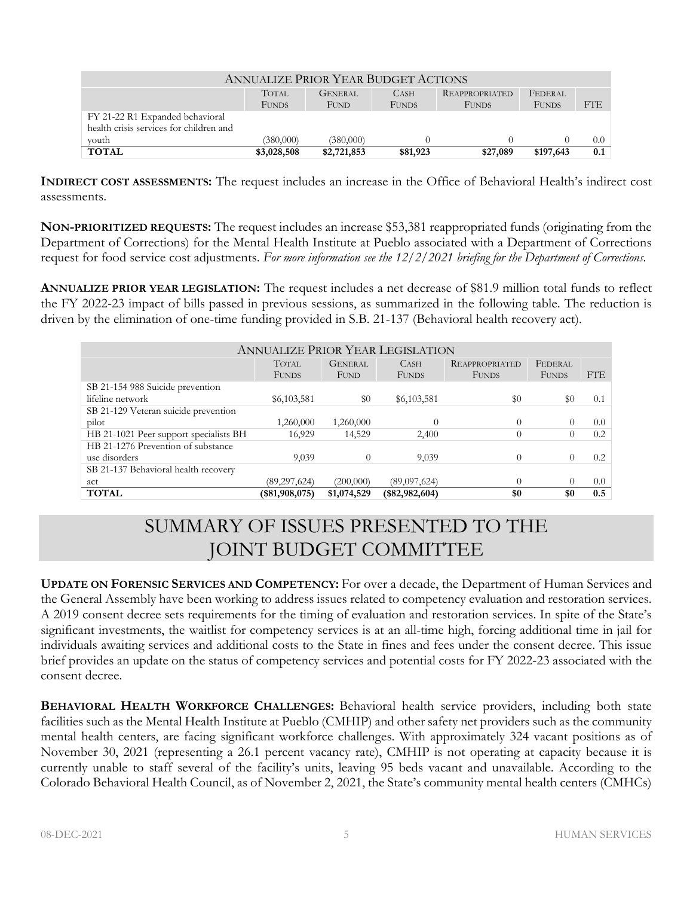| ANNUALIZE PRIOR YEAR BUDGET ACTIONS | | | | | | |
|---|---|---|---|---|---|---|
| | TOTAL FUNDS | GENERAL FUND | CASH FUNDS | REAPPROPRIATED FUNDS | FEDERAL FUNDS | FTE |
| FY 21-22 R1 Expanded behavioral health crisis services for children and youth | (380,000) | (380,000) | 0 | 0 | 0 | 0.0 |
| **TOTAL** | **$3,028,508** | **$2,721,853** | **$81,923** | **$27,089** | **$197,643** | **0.1** |

**INDIRECT COST ASSESSMENTS:** The request includes an increase in the Office of Behavioral Health's indirect cost assessments.

**NON-PRIORITIZED REQUESTS:** The request includes an increase $53,381 reappropriated funds (originating from the Department of Corrections) for the Mental Health Institute at Pueblo associated with a Department of Corrections request for food service cost adjustments. *For more information see the 12/2/2021 briefing for the Department of Corrections.*

**ANNUALIZE PRIOR YEAR LEGISLATION:** The request includes a net decrease of $81.9 million total funds to reflect the FY 2022-23 impact of bills passed in previous sessions, as summarized in the following table. The reduction is driven by the elimination of one-time funding provided in S.B. 21-137 (Behavioral health recovery act).

| ANNUALIZE PRIOR YEAR LEGISLATION | | | | | | |
|---|---|---|---|---|---|---|
| | TOTAL FUNDS | GENERAL FUND | CASH FUNDS | REAPPROPRIATED FUNDS | FEDERAL FUNDS | FTE |
| SB 21-154 988 Suicide prevention lifeline network | $6,103,581 | $0 | $6,103,581 | $0 | $0 | 0.1 |
| SB 21-129 Veteran suicide prevention pilot | 1,260,000 | 1,260,000 | 0 | 0 | 0 | 0.0 |
| HB 21-1021 Peer support specialists BH | 16,929 | 14,529 | 2,400 | 0 | 0 | 0.2 |
| HB 21-1276 Prevention of substance use disorders | 9,039 | 0 | 9,039 | 0 | 0 | 0.2 |
| SB 21-137 Behavioral health recovery act | (89,297,624) | (200,000) | (89,097,624) | 0 | 0 | 0.0 |
| **TOTAL** | **($81,908,075)** | **$1,074,529** | **($82,982,604)** | **$0** | **$0** | **0.5** |

# SUMMARY OF ISSUES PRESENTED TO THE JOINT BUDGET COMMITTEE

**UPDATE ON FORENSIC SERVICES AND COMPETENCY:** For over a decade, the Department of Human Services and the General Assembly have been working to address issues related to competency evaluation and restoration services. A 2019 consent decree sets requirements for the timing of evaluation and restoration services. In spite of the State's significant investments, the waitlist for competency services is at an all-time high, forcing additional time in jail for individuals awaiting services and additional costs to the State in fines and fees under the consent decree. This issue brief provides an update on the status of competency services and potential costs for FY 2022-23 associated with the consent decree.

**BEHAVIORAL HEALTH WORKFORCE CHALLENGES:** Behavioral health service providers, including both state facilities such as the Mental Health Institute at Pueblo (CMHIP) and other safety net providers such as the community mental health centers, are facing significant workforce challenges. With approximately 324 vacant positions as of November 30, 2021 (representing a 26.1 percent vacancy rate), CMHIP is not operating at capacity because it is currently unable to staff several of the facility's units, leaving 95 beds vacant and unavailable. According to the Colorado Behavioral Health Council, as of November 2, 2021, the State's community mental health centers (CMHCs)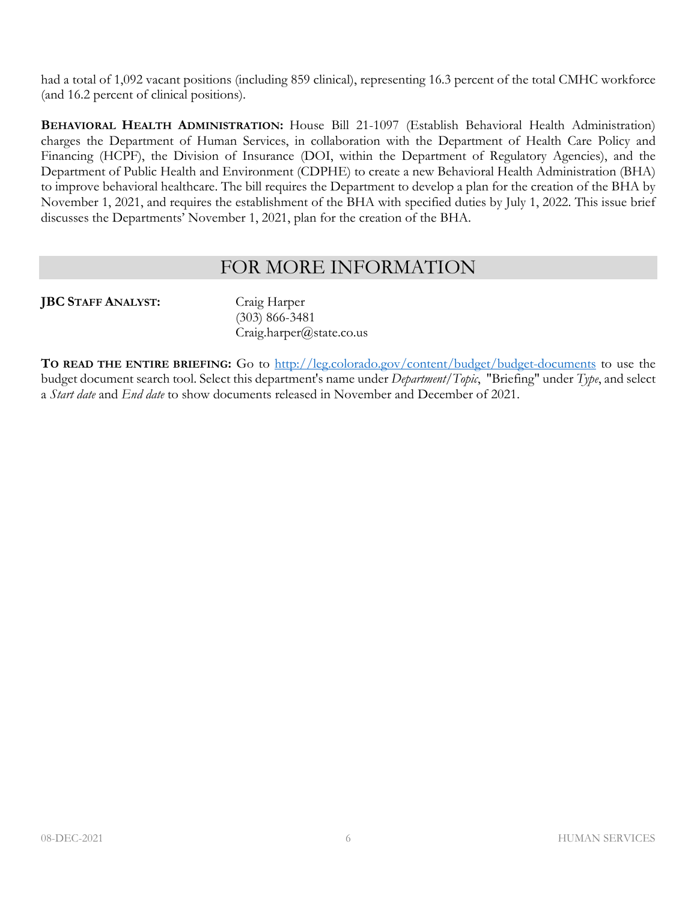had a total of 1,092 vacant positions (including 859 clinical), representing 16.3 percent of the total CMHC workforce (and 16.2 percent of clinical positions).

**BEHAVIORAL HEALTH ADMINISTRATION:** House Bill 21-1097 (Establish Behavioral Health Administration) charges the Department of Human Services, in collaboration with the Department of Health Care Policy and Financing (HCPF), the Division of Insurance (DOI, within the Department of Regulatory Agencies), and the Department of Public Health and Environment (CDPHE) to create a new Behavioral Health Administration (BHA) to improve behavioral healthcare. The bill requires the Department to develop a plan for the creation of the BHA by November 1, 2021, and requires the establishment of the BHA with specified duties by July 1, 2022. This issue brief discusses the Departments' November 1, 2021, plan for the creation of the BHA.

## FOR MORE INFORMATION

**JBC STAFF ANALYST:** Craig Harper
(303) 866-3481
Craig.harper@state.co.us

**TO READ THE ENTIRE BRIEFING:** Go to [http://leg.colorado.gov/content/budget/budget-documents](http://leg.colorado.gov/content/budget/budget-documents) to use the budget document search tool. Select this department's name under *Department/Topic*, "Briefing" under *Type*, and select a *Start date* and *End date* to show documents released in November and December of 2021.